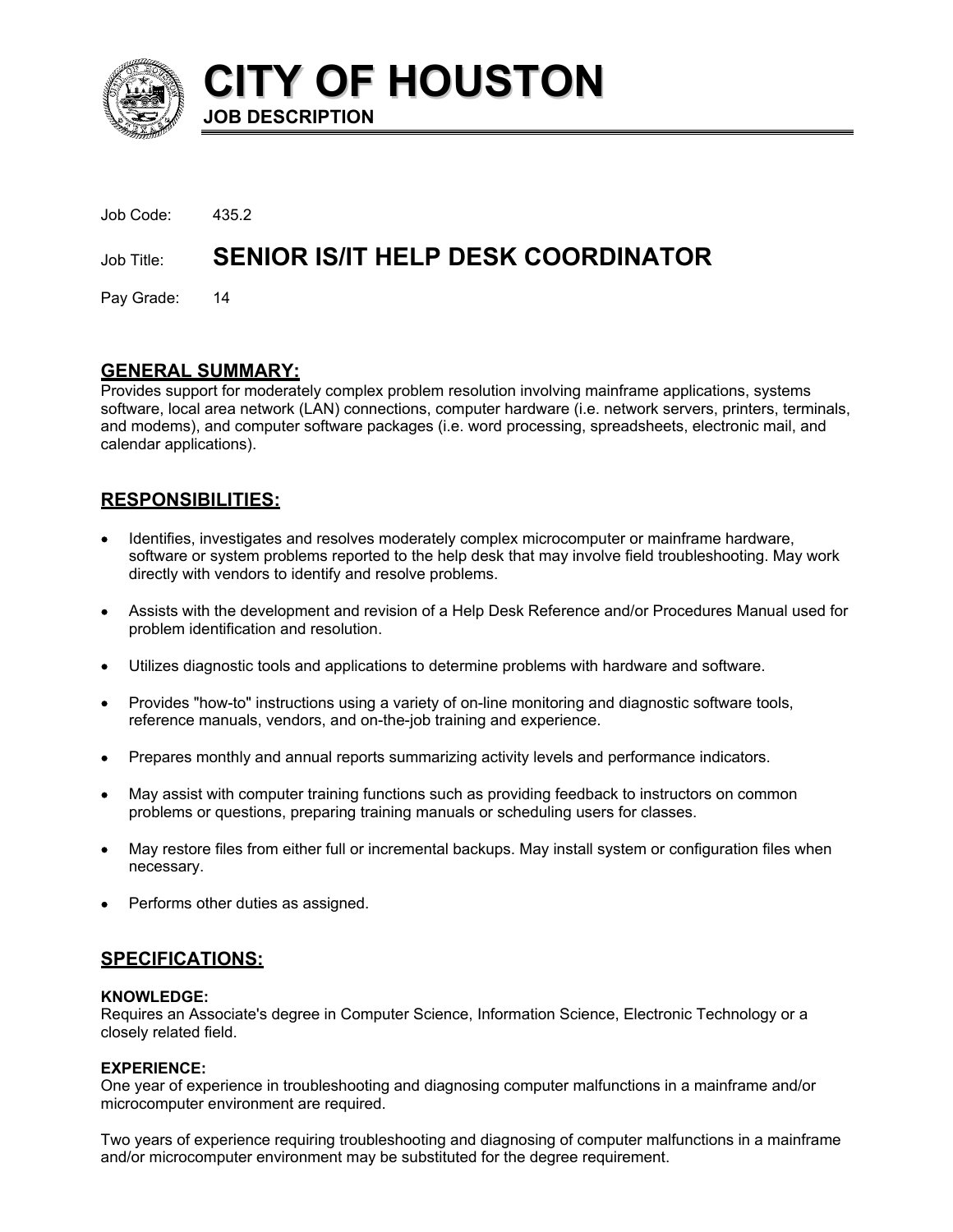# CITY OF HOUSTON

**JOB DESCRIPTION**

Job Code: 435.2

Job Title: **SENIOR IS/IT HELP DESK COORDINATOR**

Pay Grade: 14

## GENERAL SUMMARY:

Provides support for moderately complex problem resolution involving mainframe applications, systems software, local area network (LAN) connections, computer hardware (i.e. network servers, printers, terminals, and modems), and computer software packages (i.e. word processing, spreadsheets, electronic mail, and calendar applications).

## RESPONSIBILITIES:

- Identifies, investigates and resolves moderately complex microcomputer or mainframe hardware, software or system problems reported to the help desk that may involve field troubleshooting. May work directly with vendors to identify and resolve problems.
- Assists with the development and revision of a Help Desk Reference and/or Procedures Manual used for problem identification and resolution.
- Utilizes diagnostic tools and applications to determine problems with hardware and software.
- Provides "how-to" instructions using a variety of on-line monitoring and diagnostic software tools, reference manuals, vendors, and on-the-job training and experience.
- Prepares monthly and annual reports summarizing activity levels and performance indicators.
- May assist with computer training functions such as providing feedback to instructors on common problems or questions, preparing training manuals or scheduling users for classes.
- May restore files from either full or incremental backups. May install system or configuration files when necessary.
- Performs other duties as assigned.

## SPECIFICATIONS:

### KNOWLEDGE:

Requires an Associate's degree in Computer Science, Information Science, Electronic Technology or a closely related field.

### EXPERIENCE:

One year of experience in troubleshooting and diagnosing computer malfunctions in a mainframe and/or microcomputer environment are required.

Two years of experience requiring troubleshooting and diagnosing of computer malfunctions in a mainframe and/or microcomputer environment may be substituted for the degree requirement.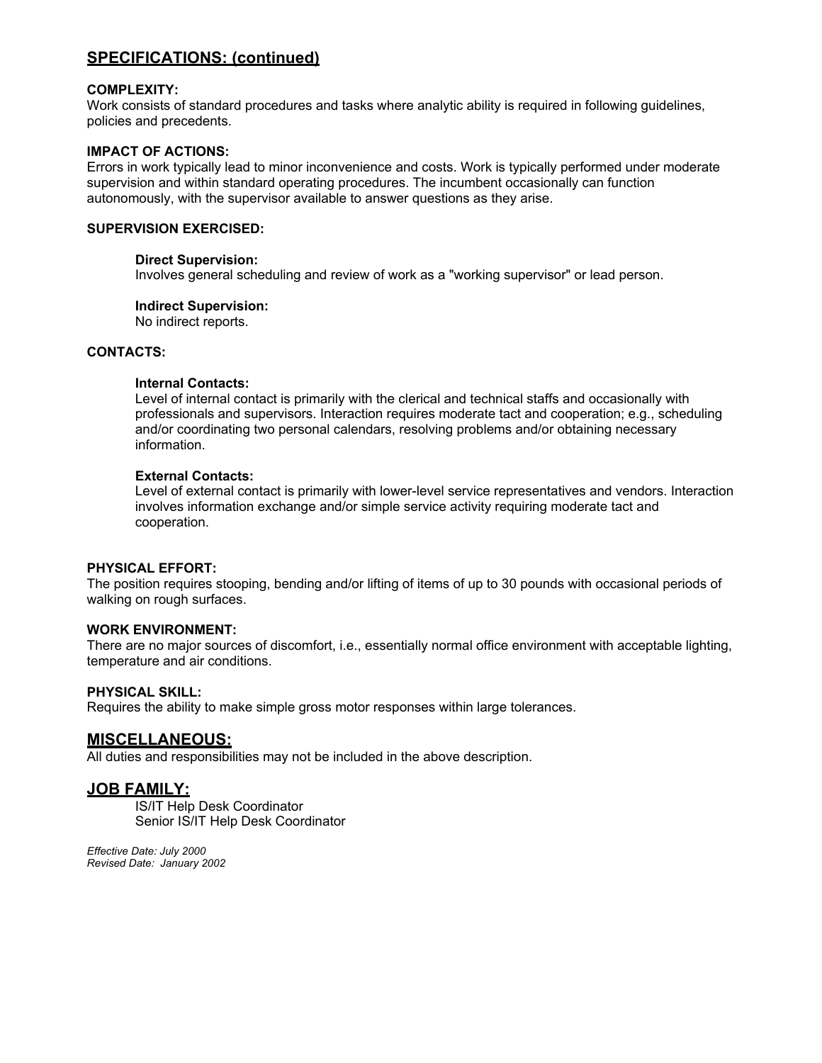## SPECIFICATIONS: (continued)

**COMPLEXITY:**
Work consists of standard procedures and tasks where analytic ability is required in following guidelines, policies and precedents.

**IMPACT OF ACTIONS:**
Errors in work typically lead to minor inconvenience and costs. Work is typically performed under moderate supervision and within standard operating procedures. The incumbent occasionally can function autonomously, with the supervisor available to answer questions as they arise.

**SUPERVISION EXERCISED:**

**Direct Supervision:**
Involves general scheduling and review of work as a "working supervisor" or lead person.

**Indirect Supervision:**
No indirect reports.

**CONTACTS:**

**Internal Contacts:**
Level of internal contact is primarily with the clerical and technical staffs and occasionally with professionals and supervisors. Interaction requires moderate tact and cooperation; e.g., scheduling and/or coordinating two personal calendars, resolving problems and/or obtaining necessary information.

**External Contacts:**
Level of external contact is primarily with lower-level service representatives and vendors. Interaction involves information exchange and/or simple service activity requiring moderate tact and cooperation.

**PHYSICAL EFFORT:**
The position requires stooping, bending and/or lifting of items of up to 30 pounds with occasional periods of walking on rough surfaces.

**WORK ENVIRONMENT:**
There are no major sources of discomfort, i.e., essentially normal office environment with acceptable lighting, temperature and air conditions.

**PHYSICAL SKILL:**
Requires the ability to make simple gross motor responses within large tolerances.

## MISCELLANEOUS:

All duties and responsibilities may not be included in the above description.

## JOB FAMILY:

IS/IT Help Desk Coordinator
Senior IS/IT Help Desk Coordinator

*Effective Date: July 2000*
*Revised Date: January 2002*